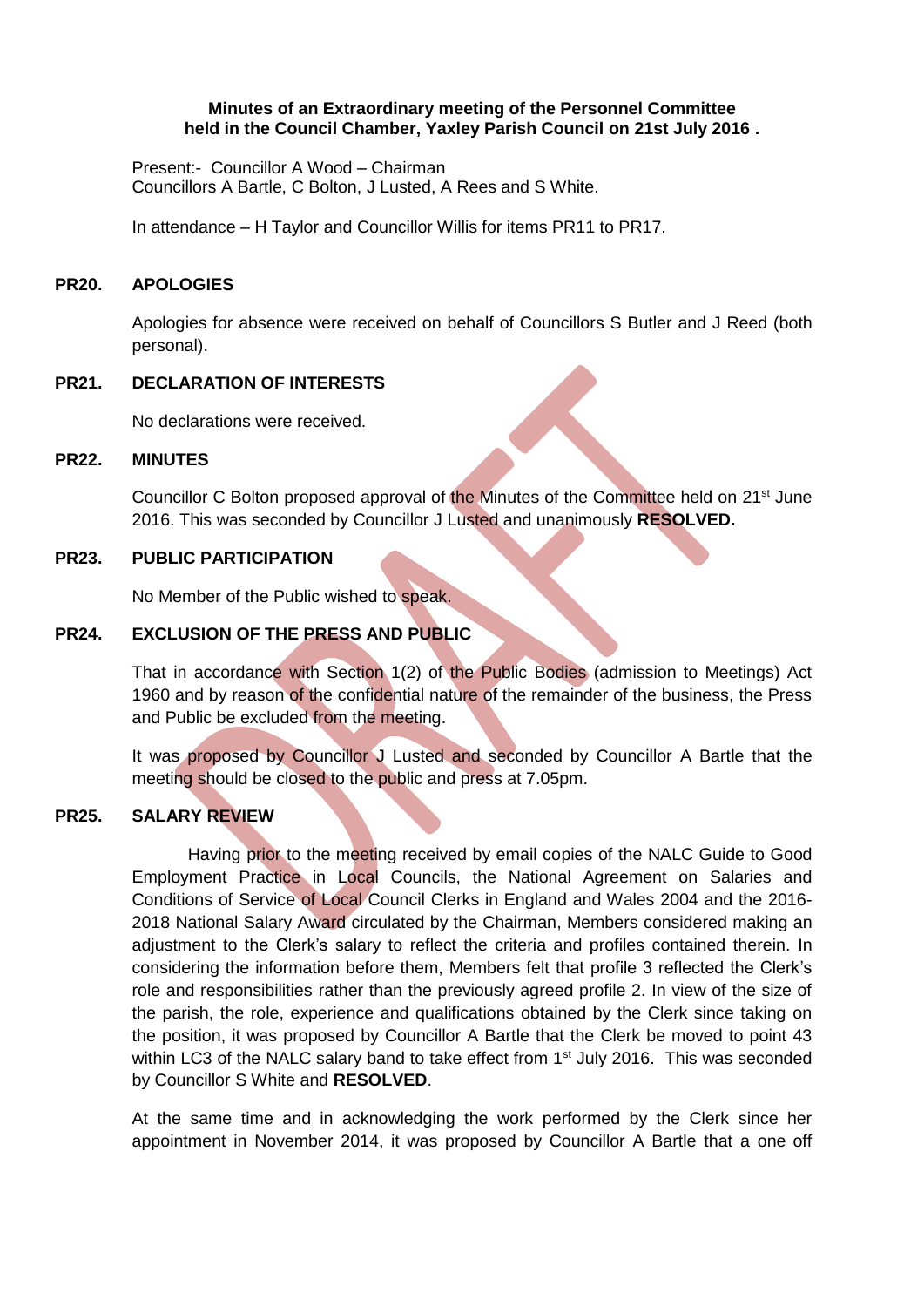**Minutes of an Extraordinary meeting of the Personnel Committee held in the Council Chamber, Yaxley Parish Council on 21st July 2016 .**

Present:- Councillor A Wood – Chairman
Councillors A Bartle, C Bolton, J Lusted, A Rees and S White.

In attendance – H Taylor and Councillor Willis for items PR11 to PR17.

**PR20. APOLOGIES**

Apologies for absence were received on behalf of Councillors S Butler and J Reed (both personal).

**PR21. DECLARATION OF INTERESTS**

No declarations were received.

**PR22. MINUTES**

Councillor C Bolton proposed approval of the Minutes of the Committee held on 21st June 2016. This was seconded by Councillor J Lusted and unanimously **RESOLVED.**

**PR23. PUBLIC PARTICIPATION**

No Member of the Public wished to speak.

**PR24. EXCLUSION OF THE PRESS AND PUBLIC**

That in accordance with Section 1(2) of the Public Bodies (admission to Meetings) Act 1960 and by reason of the confidential nature of the remainder of the business, the Press and Public be excluded from the meeting.

It was proposed by Councillor J Lusted and seconded by Councillor A Bartle that the meeting should be closed to the public and press at 7.05pm.

**PR25. SALARY REVIEW**

Having prior to the meeting received by email copies of the NALC Guide to Good Employment Practice in Local Councils, the National Agreement on Salaries and Conditions of Service of Local Council Clerks in England and Wales 2004 and the 2016-2018 National Salary Award circulated by the Chairman, Members considered making an adjustment to the Clerk's salary to reflect the criteria and profiles contained therein. In considering the information before them, Members felt that profile 3 reflected the Clerk's role and responsibilities rather than the previously agreed profile 2. In view of the size of the parish, the role, experience and qualifications obtained by the Clerk since taking on the position, it was proposed by Councillor A Bartle that the Clerk be moved to point 43 within LC3 of the NALC salary band to take effect from 1st July 2016. This was seconded by Councillor S White and **RESOLVED**.

At the same time and in acknowledging the work performed by the Clerk since her appointment in November 2014, it was proposed by Councillor A Bartle that a one off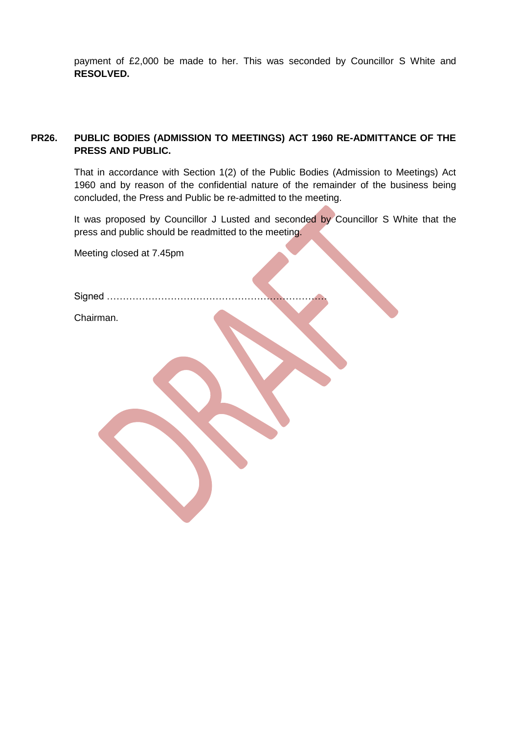payment of £2,000 be made to her. This was seconded by Councillor S White and **RESOLVED.**

**PR26. PUBLIC BODIES (ADMISSION TO MEETINGS) ACT 1960 RE-ADMITTANCE OF THE PRESS AND PUBLIC.**

That in accordance with Section 1(2) of the Public Bodies (Admission to Meetings) Act 1960 and by reason of the confidential nature of the remainder of the business being concluded, the Press and Public be re-admitted to the meeting.

It was proposed by Councillor J Lusted and seconded by Councillor S White that the press and public should be readmitted to the meeting.

Meeting closed at 7.45pm

Signed ……………………………………………………………

Chairman.